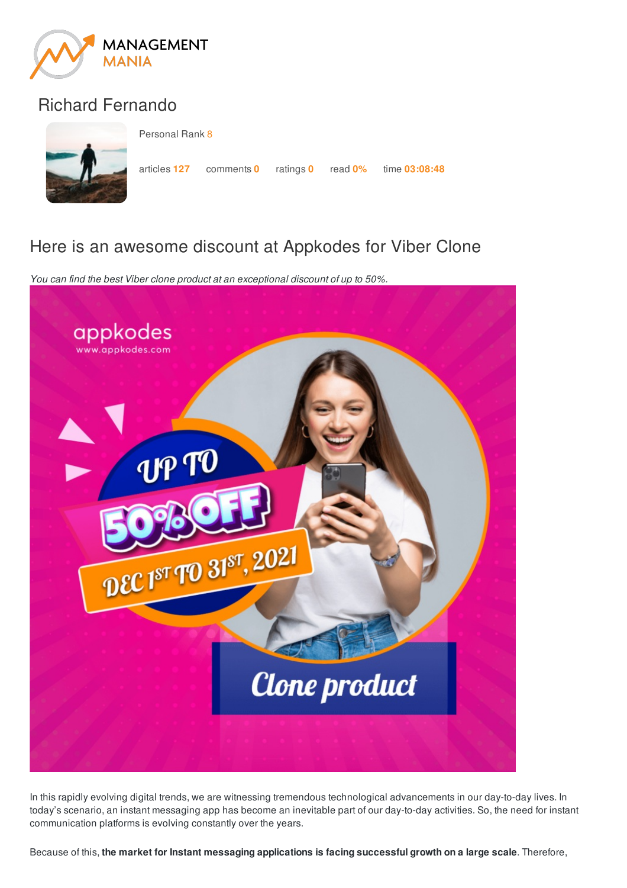Richard Fernando

Personal Rank 8

articles 127 comments 0 ratings 0 read 0% time 03:08:48

# Here is an awesome discount at Appkodes for Viber Clone

*You can find the best Viber clone product at an exceptional discount of up to 50%.*

In this rapidly evolving digital trends, we are witnessing tremendous technological advancements in our day-to-day lives. In today's scenario, an instant messaging app has become an inevitable part of our day-to-day activities. So, the need for instant communication platforms is evolving constantly over the years.

Because of this, **the market for Instant messaging applications is facing successful growth on a large scale**. Therefore,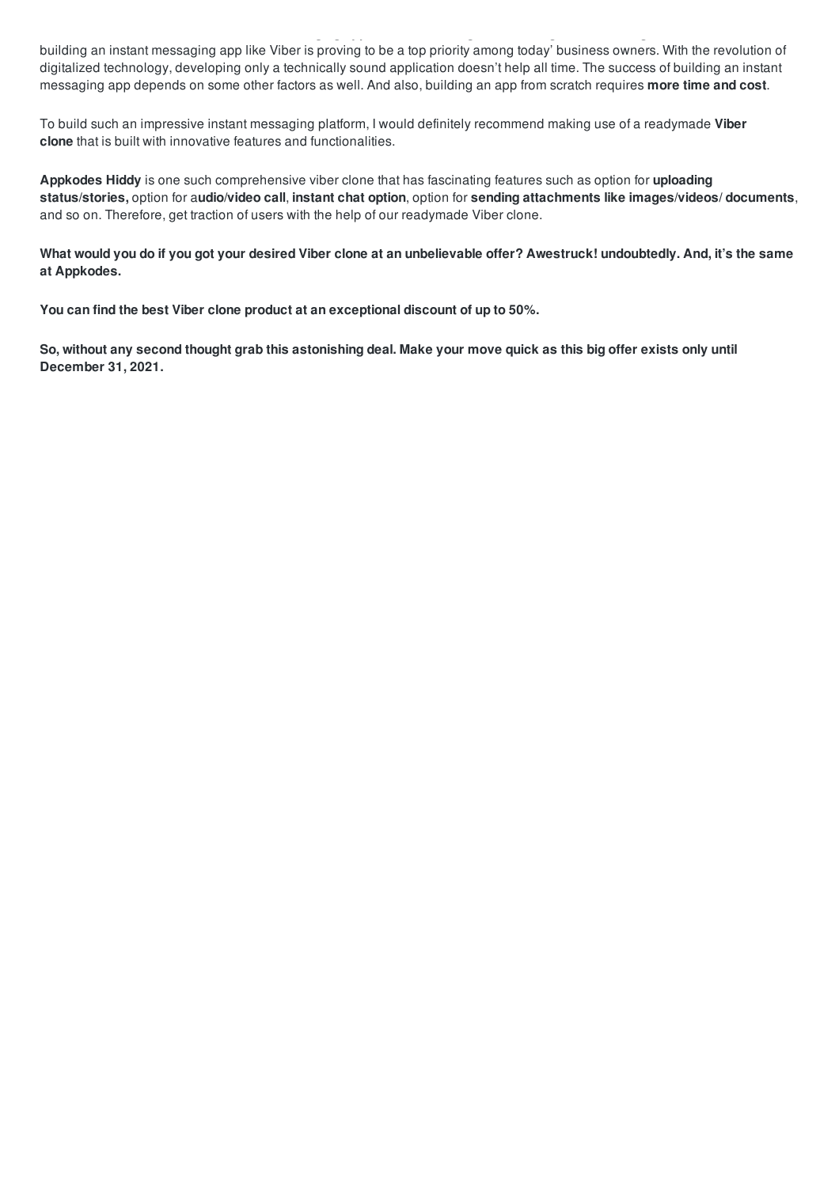building an instant messaging app like Viber is proving to be a top priority among today' business owners. With the revolution of digitalized technology, developing only a technically sound application doesn't help all time. The success of building an instant messaging app depends on some other factors as well. And also, building an app from scratch requires **more time and cost**.

To build such an impressive instant messaging platform, I would definitely recommend making use of a readymade **Viber clone** that is built with innovative features and functionalities.

**Appkodes Hiddy** is one such comprehensive viber clone that has fascinating features such as option for **uploading status/stories,** option for a**udio/video call**, **instant chat option**, option for **sending attachments like images/videos/ documents**, and so on. Therefore, get traction of users with the help of our readymade Viber clone.

**What would you do if you got your desired Viber clone at an unbelievable offer? Awestruck! undoubtedly. And, it's the same at Appkodes.**

**You can find the best Viber clone product at an exceptional discount of up to 50%.**

**So, without any second thought grab this astonishing deal. Make your move quick as this big offer exists only until December 31, 2021.**